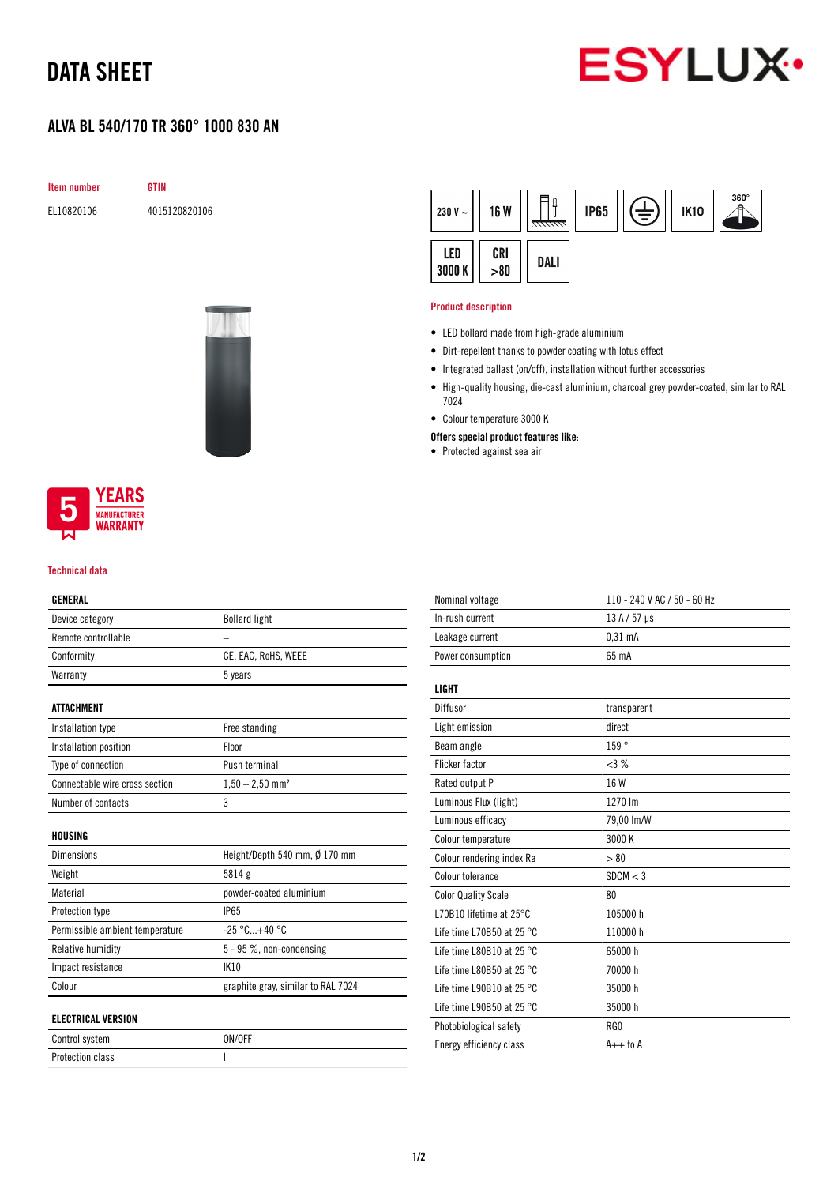# DATA SHEET

ESYLUX

## ALVA BL 540/170 TR 360° 1000 830 AN

| Item number | GTIN |
| --- | --- |
| EL10820106 | 4015120820106 |

230 V ~ | 16 W | IP65 | IK10 | 360° | LED 3000 K | CRI >80 | DALI

5 YEARS MANUFACTURER WARRANTY

### Product description

- LED bollard made from high-grade aluminium
- Dirt-repellent thanks to powder coating with lotus effect
- Integrated ballast (on/off), installation without further accessories
- High-quality housing, die-cast aluminium, charcoal grey powder-coated, similar to RAL 7024
- Colour temperature 3000 K

**Offers special product features like:**

- Protected against sea air

### Technical data

| GENERAL | |
| --- | --- |
| Device category | Bollard light |
| Remote controllable | – |
| Conformity | CE, EAC, RoHS, WEEE |
| Warranty | 5 years |

| ATTACHMENT | |
| --- | --- |
| Installation type | Free standing |
| Installation position | Floor |
| Type of connection | Push terminal |
| Connectable wire cross section | 1,50 – 2,50 mm² |
| Number of contacts | 3 |

| HOUSING | |
| --- | --- |
| Dimensions | Height/Depth 540 mm, Ø 170 mm |
| Weight | 5814 g |
| Material | powder-coated aluminium |
| Protection type | IP65 |
| Permissible ambient temperature | -25 °C...+40 °C |
| Relative humidity | 5 - 95 %, non-condensing |
| Impact resistance | IK10 |
| Colour | graphite gray, similar to RAL 7024 |

| ELECTRICAL VERSION | |
| --- | --- |
| Control system | ON/OFF |
| Protection class | I |
| Nominal voltage | 110 - 240 V AC / 50 - 60 Hz |
| In-rush current | 13 A / 57 µs |
| Leakage current | 0,31 mA |
| Power consumption | 65 mA |

| LIGHT | |
| --- | --- |
| Diffusor | transparent |
| Light emission | direct |
| Beam angle | 159 ° |
| Flicker factor | <3 % |
| Rated output P | 16 W |
| Luminous Flux (light) | 1270 lm |
| Luminous efficacy | 79,00 lm/W |
| Colour temperature | 3000 K |
| Colour rendering index Ra | > 80 |
| Colour tolerance | SDCM < 3 |
| Color Quality Scale | 80 |
| L70B10 lifetime at 25°C | 105000 h |
| Life time L70B50 at 25 °C | 110000 h |
| Life time L80B10 at 25 °C | 65000 h |
| Life time L80B50 at 25 °C | 70000 h |
| Life time L90B10 at 25 °C | 35000 h |
| Life time L90B50 at 25 °C | 35000 h |
| Photobiological safety | RG0 |
| Energy efficiency class | A++ to A |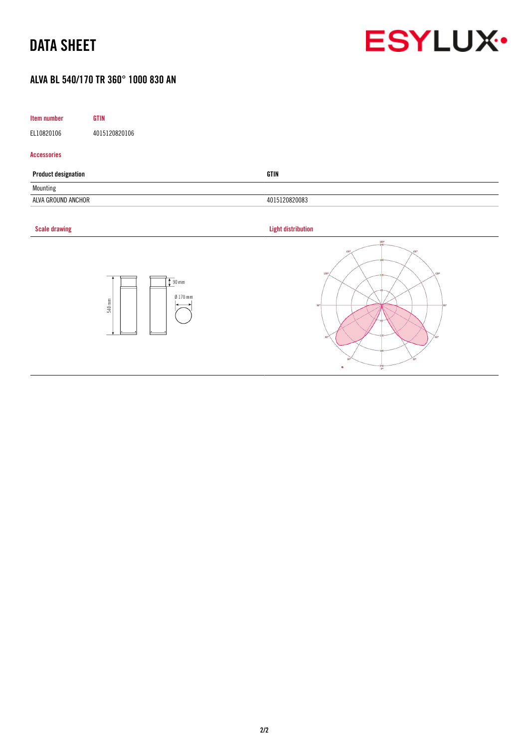# DATA SHEET

## ALVA BL 540/170 TR 360° 1000 830 AN

| Item number | GTIN |
| --- | --- |
| EL10820106 | 4015120820106 |

### Accessories

| Product designation | GTIN |
| --- | --- |
| Mounting | |
| ALVA GROUND ANCHOR | 4015120820083 |

### Scale drawing

540 mm
90 mm
Ø 170 mm

### Light distribution

180°
150°
150°
120°
120°
90°
90°
60°
60°
30°
30°
0°
60
120
180
240